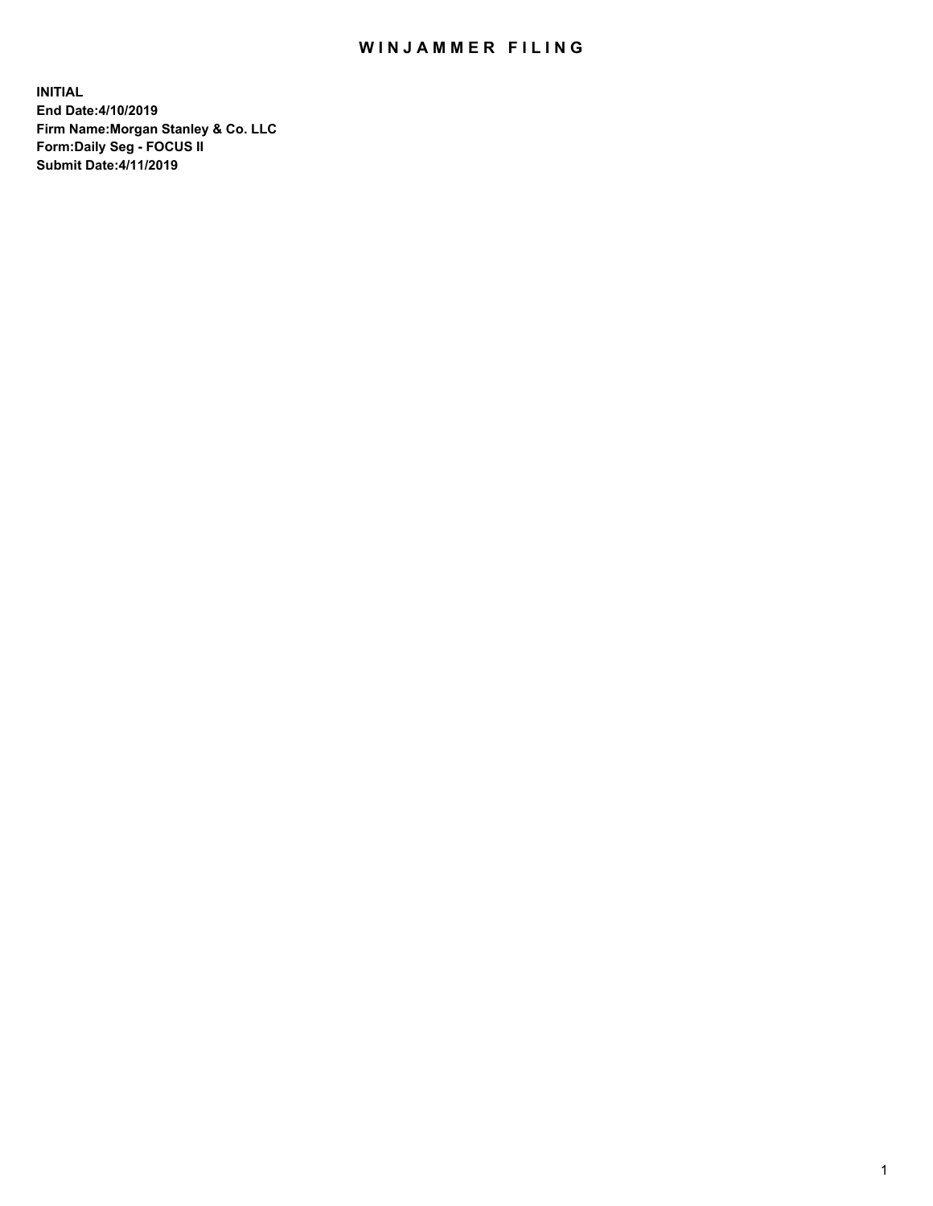# WINJAMMER FILING

**INITIAL**
**End Date:4/10/2019**
**Firm Name:Morgan Stanley & Co. LLC**
**Form:Daily Seg - FOCUS II**
**Submit Date:4/11/2019**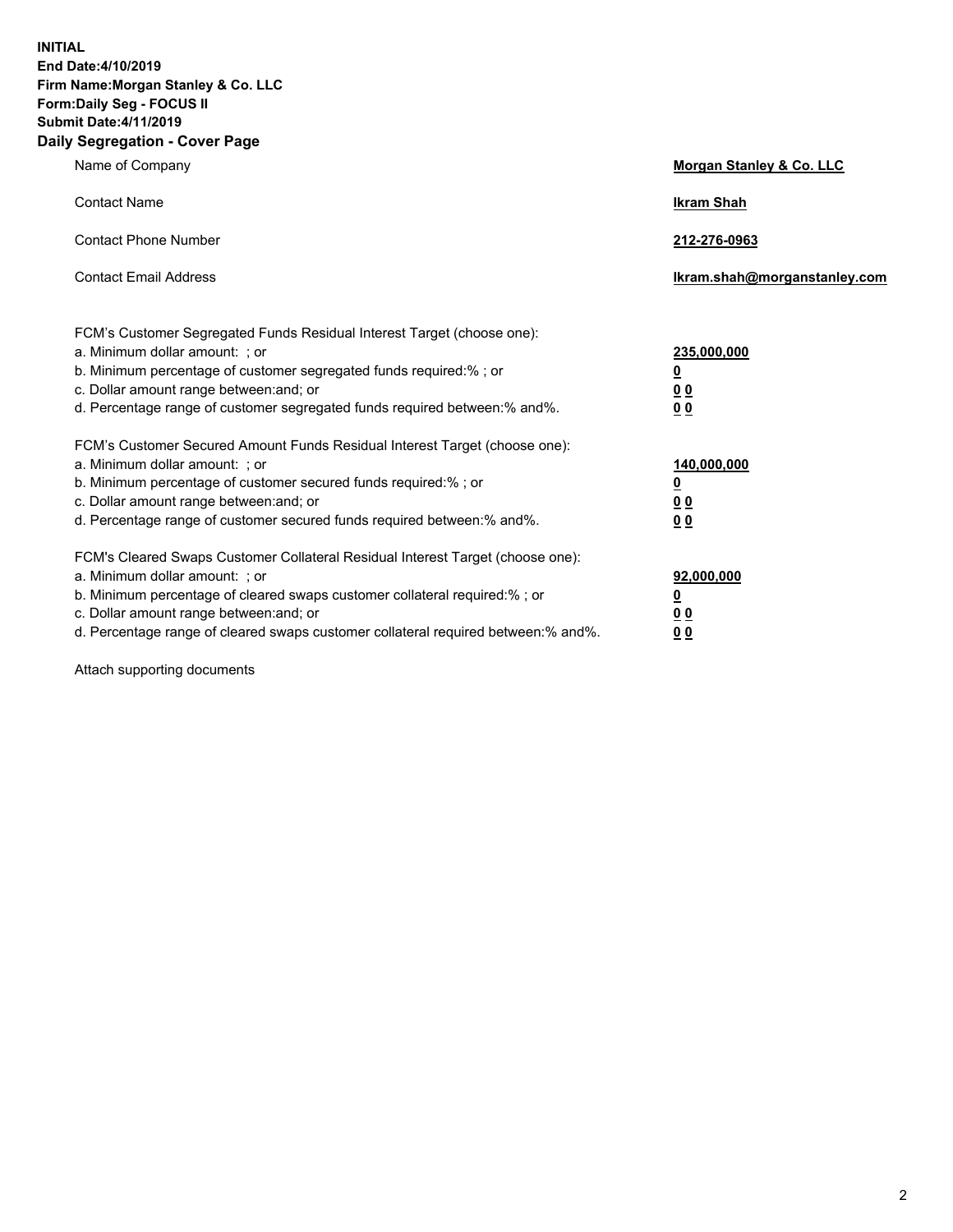**INITIAL**
**End Date:4/10/2019**
**Firm Name:Morgan Stanley & Co. LLC**
**Form:Daily Seg - FOCUS II**
**Submit Date:4/11/2019**

## Daily Segregation - Cover Page

| | |
|---|---|
| Name of Company | **Morgan Stanley & Co. LLC** |
| Contact Name | **Ikram Shah** |
| Contact Phone Number | **212-276-0963** |
| Contact Email Address | **Ikram.shah@morganstanley.com** |

FCM's Customer Segregated Funds Residual Interest Target (choose one):

| | |
|---|---|
| a. Minimum dollar amount: ; or | **235,000,000** |
| b. Minimum percentage of customer segregated funds required:% ; or | **0** |
| c. Dollar amount range between:and; or | **0 0** |
| d. Percentage range of customer segregated funds required between:% and%. | **0 0** |

FCM's Customer Secured Amount Funds Residual Interest Target (choose one):

| | |
|---|---|
| a. Minimum dollar amount: ; or | **140,000,000** |
| b. Minimum percentage of customer secured funds required:% ; or | **0** |
| c. Dollar amount range between:and; or | **0 0** |
| d. Percentage range of customer secured funds required between:% and%. | **0 0** |

FCM's Cleared Swaps Customer Collateral Residual Interest Target (choose one):

| | |
|---|---|
| a. Minimum dollar amount: ; or | **92,000,000** |
| b. Minimum percentage of cleared swaps customer collateral required:% ; or | **0** |
| c. Dollar amount range between:and; or | **0 0** |
| d. Percentage range of cleared swaps customer collateral required between:% and%. | **0 0** |

Attach supporting documents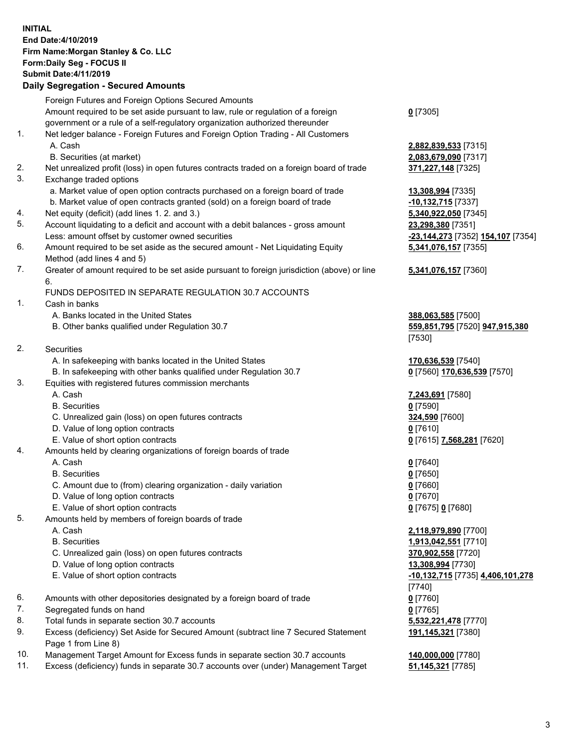**INITIAL**
**End Date:4/10/2019**
**Firm Name:Morgan Stanley & Co. LLC**
**Form:Daily Seg - FOCUS II**
**Submit Date:4/11/2019**

**Daily Segregation - Secured Amounts**

| | | |
|---|---|---|
| | Foreign Futures and Foreign Options Secured Amounts | |
| | Amount required to be set aside pursuant to law, rule or regulation of a foreign government or a rule of a self-regulatory organization authorized thereunder | **0** [7305] |
| 1. | Net ledger balance - Foreign Futures and Foreign Option Trading - All Customers | |
| | A. Cash | **2,882,839,533** [7315] |
| | B. Securities (at market) | **2,083,679,090** [7317] |
| 2. | Net unrealized profit (loss) in open futures contracts traded on a foreign board of trade | **371,227,148** [7325] |
| 3. | Exchange traded options | |
| | a. Market value of open option contracts purchased on a foreign board of trade | **13,308,994** [7335] |
| | b. Market value of open contracts granted (sold) on a foreign board of trade | **-10,132,715** [7337] |
| 4. | Net equity (deficit) (add lines 1. 2. and 3.) | **5,340,922,050** [7345] |
| 5. | Account liquidating to a deficit and account with a debit balances - gross amount | **23,298,380** [7351] |
| | Less: amount offset by customer owned securities | **-23,144,273** [7352] **154,107** [7354] |
| 6. | Amount required to be set aside as the secured amount - Net Liquidating Equity Method (add lines 4 and 5) | **5,341,076,157** [7355] |
| 7. | Greater of amount required to be set aside pursuant to foreign jurisdiction (above) or line 6. | **5,341,076,157** [7360] |
| | FUNDS DEPOSITED IN SEPARATE REGULATION 30.7 ACCOUNTS | |
| 1. | Cash in banks | |
| | A. Banks located in the United States | **388,063,585** [7500] |
| | B. Other banks qualified under Regulation 30.7 | **559,851,795** [7520] **947,915,380** [7530] |
| 2. | Securities | |
| | A. In safekeeping with banks located in the United States | **170,636,539** [7540] |
| | B. In safekeeping with other banks qualified under Regulation 30.7 | **0** [7560] **170,636,539** [7570] |
| 3. | Equities with registered futures commission merchants | |
| | A. Cash | **7,243,691** [7580] |
| | B. Securities | **0** [7590] |
| | C. Unrealized gain (loss) on open futures contracts | **324,590** [7600] |
| | D. Value of long option contracts | **0** [7610] |
| | E. Value of short option contracts | **0** [7615] **7,568,281** [7620] |
| 4. | Amounts held by clearing organizations of foreign boards of trade | |
| | A. Cash | **0** [7640] |
| | B. Securities | **0** [7650] |
| | C. Amount due to (from) clearing organization - daily variation | **0** [7660] |
| | D. Value of long option contracts | **0** [7670] |
| | E. Value of short option contracts | **0** [7675] **0** [7680] |
| 5. | Amounts held by members of foreign boards of trade | |
| | A. Cash | **2,118,979,890** [7700] |
| | B. Securities | **1,913,042,551** [7710] |
| | C. Unrealized gain (loss) on open futures contracts | **370,902,558** [7720] |
| | D. Value of long option contracts | **13,308,994** [7730] |
| | E. Value of short option contracts | **-10,132,715** [7735] **4,406,101,278** [7740] |
| 6. | Amounts with other depositories designated by a foreign board of trade | **0** [7760] |
| 7. | Segregated funds on hand | **0** [7765] |
| 8. | Total funds in separate section 30.7 accounts | **5,532,221,478** [7770] |
| 9. | Excess (deficiency) Set Aside for Secured Amount (subtract line 7 Secured Statement Page 1 from Line 8) | **191,145,321** [7380] |
| 10. | Management Target Amount for Excess funds in separate section 30.7 accounts | **140,000,000** [7780] |
| 11. | Excess (deficiency) funds in separate 30.7 accounts over (under) Management Target | **51,145,321** [7785] |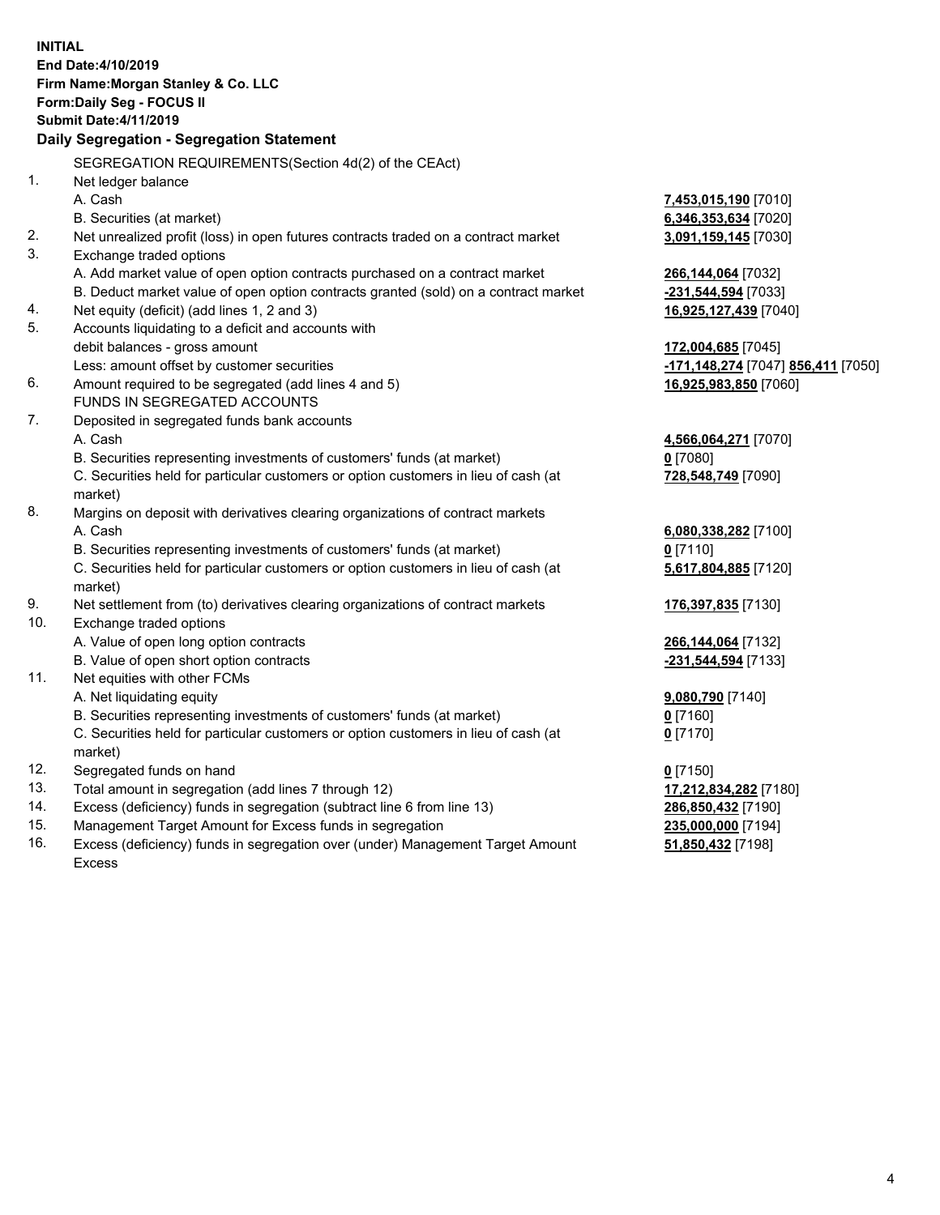**INITIAL**
**End Date:4/10/2019**
**Firm Name:Morgan Stanley & Co. LLC**
**Form:Daily Seg - FOCUS II**
**Submit Date:4/11/2019**

## Daily Segregation - Segregation Statement

SEGREGATION REQUIREMENTS(Section 4d(2) of the CEAct)

| | | |
|---|---|---|
| 1. | Net ledger balance | |
| | A. Cash | **7,453,015,190** [7010] |
| | B. Securities (at market) | **6,346,353,634** [7020] |
| 2. | Net unrealized profit (loss) in open futures contracts traded on a contract market | **3,091,159,145** [7030] |
| 3. | Exchange traded options | |
| | A. Add market value of open option contracts purchased on a contract market | **266,144,064** [7032] |
| | B. Deduct market value of open option contracts granted (sold) on a contract market | **-231,544,594** [7033] |
| 4. | Net equity (deficit) (add lines 1, 2 and 3) | **16,925,127,439** [7040] |
| 5. | Accounts liquidating to a deficit and accounts with debit balances - gross amount | **172,004,685** [7045] |
| | Less: amount offset by customer securities | **-171,148,274** [7047] **856,411** [7050] |
| 6. | Amount required to be segregated (add lines 4 and 5) | **16,925,983,850** [7060] |
| | FUNDS IN SEGREGATED ACCOUNTS | |
| 7. | Deposited in segregated funds bank accounts | |
| | A. Cash | **4,566,064,271** [7070] |
| | B. Securities representing investments of customers' funds (at market) | **0** [7080] |
| | C. Securities held for particular customers or option customers in lieu of cash (at market) | **728,548,749** [7090] |
| 8. | Margins on deposit with derivatives clearing organizations of contract markets | |
| | A. Cash | **6,080,338,282** [7100] |
| | B. Securities representing investments of customers' funds (at market) | **0** [7110] |
| | C. Securities held for particular customers or option customers in lieu of cash (at market) | **5,617,804,885** [7120] |
| 9. | Net settlement from (to) derivatives clearing organizations of contract markets | **176,397,835** [7130] |
| 10. | Exchange traded options | |
| | A. Value of open long option contracts | **266,144,064** [7132] |
| | B. Value of open short option contracts | **-231,544,594** [7133] |
| 11. | Net equities with other FCMs | |
| | A. Net liquidating equity | **9,080,790** [7140] |
| | B. Securities representing investments of customers' funds (at market) | **0** [7160] |
| | C. Securities held for particular customers or option customers in lieu of cash (at market) | **0** [7170] |
| 12. | Segregated funds on hand | **0** [7150] |
| 13. | Total amount in segregation (add lines 7 through 12) | **17,212,834,282** [7180] |
| 14. | Excess (deficiency) funds in segregation (subtract line 6 from line 13) | **286,850,432** [7190] |
| 15. | Management Target Amount for Excess funds in segregation | **235,000,000** [7194] |
| 16. | Excess (deficiency) funds in segregation over (under) Management Target Amount Excess | **51,850,432** [7198] |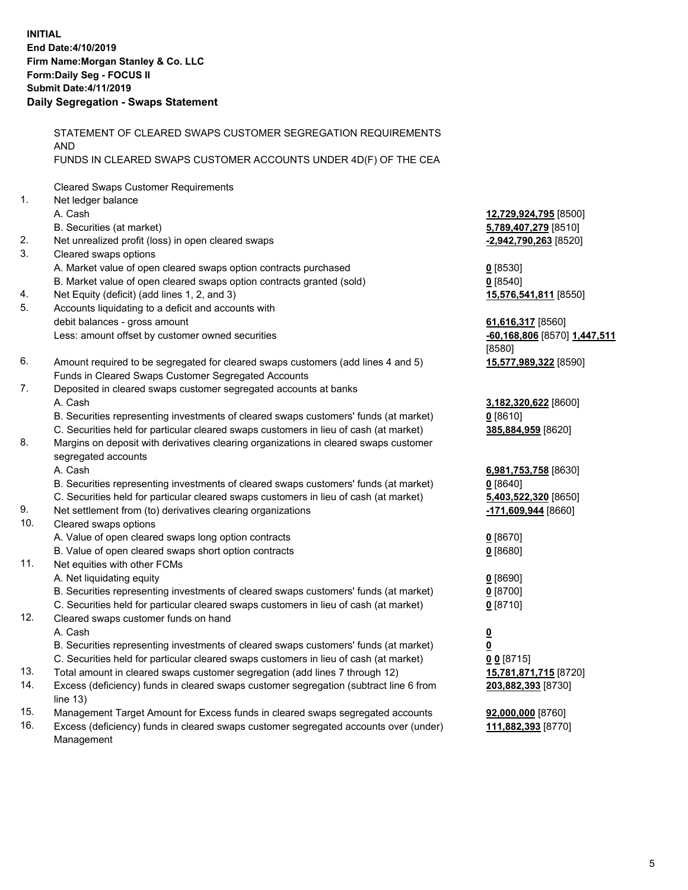**INITIAL**
**End Date:4/10/2019**
**Firm Name:Morgan Stanley & Co. LLC**
**Form:Daily Seg - FOCUS II**
**Submit Date:4/11/2019**
**Daily Segregation - Swaps Statement**

STATEMENT OF CLEARED SWAPS CUSTOMER SEGREGATION REQUIREMENTS AND FUNDS IN CLEARED SWAPS CUSTOMER ACCOUNTS UNDER 4D(F) OF THE CEA

| | | |
|---|---|---|
| | Cleared Swaps Customer Requirements | |
| 1. | Net ledger balance | |
| | A. Cash | **12,729,924,795** [8500] |
| | B. Securities (at market) | **5,789,407,279** [8510] |
| 2. | Net unrealized profit (loss) in open cleared swaps | **-2,942,790,263** [8520] |
| 3. | Cleared swaps options | |
| | A. Market value of open cleared swaps option contracts purchased | **0** [8530] |
| | B. Market value of open cleared swaps option contracts granted (sold) | **0** [8540] |
| 4. | Net Equity (deficit) (add lines 1, 2, and 3) | **15,576,541,811** [8550] |
| 5. | Accounts liquidating to a deficit and accounts with debit balances - gross amount | **61,616,317** [8560] |
| | Less: amount offset by customer owned securities | **-60,168,806** [8570] **1,447,511** [8580] |
| 6. | Amount required to be segregated for cleared swaps customers (add lines 4 and 5) | **15,577,989,322** [8590] |
| | Funds in Cleared Swaps Customer Segregated Accounts | |
| 7. | Deposited in cleared swaps customer segregated accounts at banks | |
| | A. Cash | **3,182,320,622** [8600] |
| | B. Securities representing investments of cleared swaps customers' funds (at market) | **0** [8610] |
| | C. Securities held for particular cleared swaps customers in lieu of cash (at market) | **385,884,959** [8620] |
| 8. | Margins on deposit with derivatives clearing organizations in cleared swaps customer segregated accounts | |
| | A. Cash | **6,981,753,758** [8630] |
| | B. Securities representing investments of cleared swaps customers' funds (at market) | **0** [8640] |
| | C. Securities held for particular cleared swaps customers in lieu of cash (at market) | **5,403,522,320** [8650] |
| 9. | Net settlement from (to) derivatives clearing organizations | **-171,609,944** [8660] |
| 10. | Cleared swaps options | |
| | A. Value of open cleared swaps long option contracts | **0** [8670] |
| | B. Value of open cleared swaps short option contracts | **0** [8680] |
| 11. | Net equities with other FCMs | |
| | A. Net liquidating equity | **0** [8690] |
| | B. Securities representing investments of cleared swaps customers' funds (at market) | **0** [8700] |
| | C. Securities held for particular cleared swaps customers in lieu of cash (at market) | **0** [8710] |
| 12. | Cleared swaps customer funds on hand | |
| | A. Cash | **0** |
| | B. Securities representing investments of cleared swaps customers' funds (at market) | **0** |
| | C. Securities held for particular cleared swaps customers in lieu of cash (at market) | **0** **0** [8715] |
| 13. | Total amount in cleared swaps customer segregation (add lines 7 through 12) | **15,781,871,715** [8720] |
| 14. | Excess (deficiency) funds in cleared swaps customer segregation (subtract line 6 from line 13) | **203,882,393** [8730] |
| 15. | Management Target Amount for Excess funds in cleared swaps segregated accounts | **92,000,000** [8760] |
| 16. | Excess (deficiency) funds in cleared swaps customer segregated accounts over (under) Management | **111,882,393** [8770] |